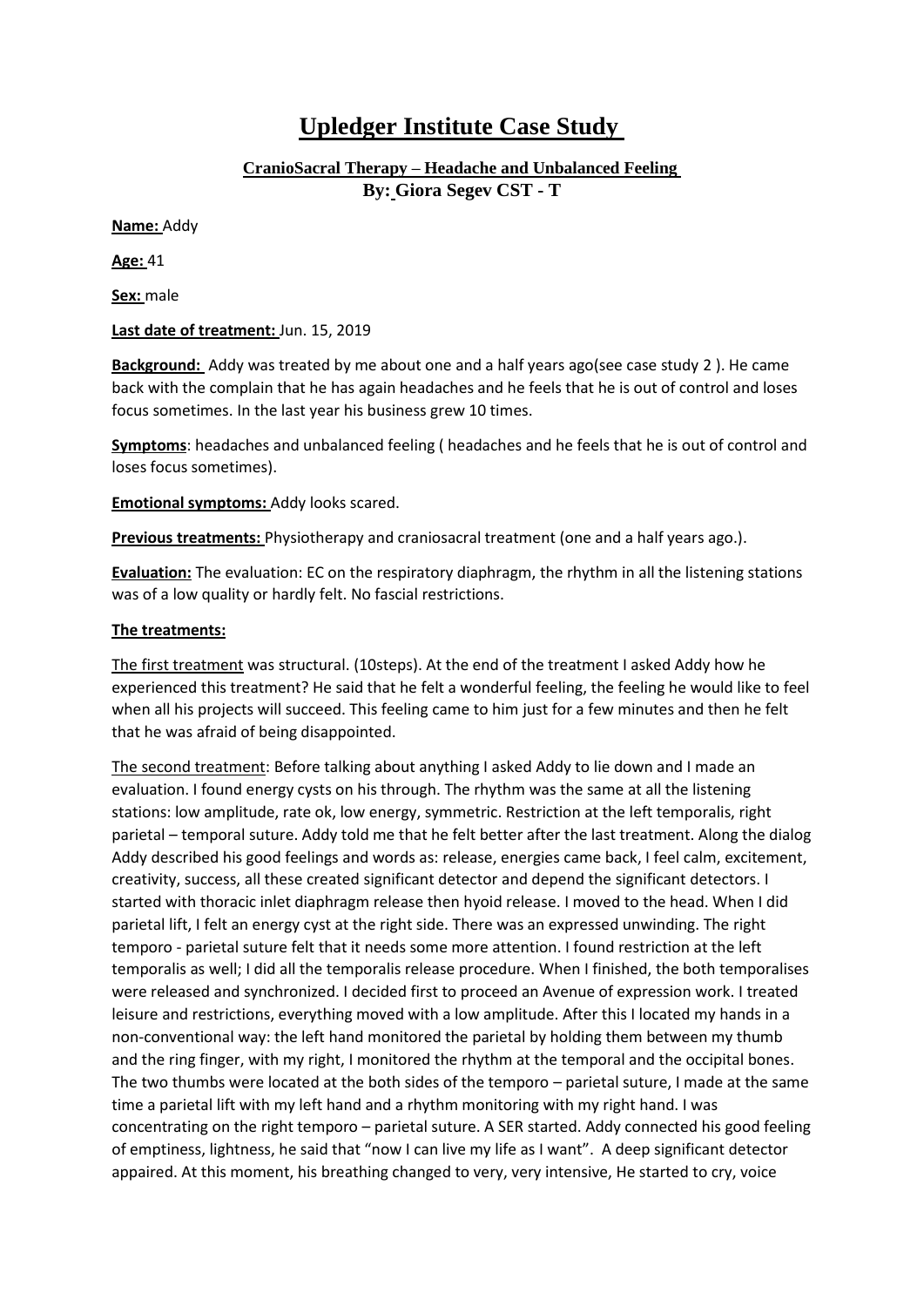# Upledger Institute Case Study

### CranioSacral Therapy – Headache and Unbalanced Feeling

**By: Giora Segev CST - T**

**Name:** Addy

**Age:** 41

**Sex:** male

**Last date of treatment:** Jun. 15, 2019

**Background:** Addy was treated by me about one and a half years ago(see case study 2 ). He came back with the complain that he has again headaches and he feels that he is out of control and loses focus sometimes. In the last year his business grew 10 times.

**Symptoms**: headaches and unbalanced feeling ( headaches and he feels that he is out of control and loses focus sometimes).

**Emotional symptoms:** Addy looks scared.

**Previous treatments:** Physiotherapy and craniosacral treatment (one and a half years ago.).

**Evaluation:** The evaluation: EC on the respiratory diaphragm, the rhythm in all the listening stations was of a low quality or hardly felt. No fascial restrictions.

**The treatments:**

The first treatment was structural. (10steps). At the end of the treatment I asked Addy how he experienced this treatment? He said that he felt a wonderful feeling, the feeling he would like to feel when all his projects will succeed. This feeling came to him just for a few minutes and then he felt that he was afraid of being disappointed.

The second treatment: Before talking about anything I asked Addy to lie down and I made an evaluation. I found energy cysts on his through. The rhythm was the same at all the listening stations: low amplitude, rate ok, low energy, symmetric. Restriction at the left temporalis, right parietal – temporal suture. Addy told me that he felt better after the last treatment. Along the dialog Addy described his good feelings and words as: release, energies came back, I feel calm, excitement, creativity, success, all these created significant detector and depend the significant detectors. I started with thoracic inlet diaphragm release then hyoid release. I moved to the head. When I did parietal lift, I felt an energy cyst at the right side. There was an expressed unwinding. The right temporo - parietal suture felt that it needs some more attention. I found restriction at the left temporalis as well; I did all the temporalis release procedure. When I finished, the both temporalises were released and synchronized. I decided first to proceed an Avenue of expression work. I treated leisure and restrictions, everything moved with a low amplitude. After this I located my hands in a non-conventional way: the left hand monitored the parietal by holding them between my thumb and the ring finger, with my right, I monitored the rhythm at the temporal and the occipital bones. The two thumbs were located at the both sides of the temporo – parietal suture, I made at the same time a parietal lift with my left hand and a rhythm monitoring with my right hand. I was concentrating on the right temporo – parietal suture. A SER started. Addy connected his good feeling of emptiness, lightness, he said that "now I can live my life as I want". A deep significant detector appaired. At this moment, his breathing changed to very, very intensive, He started to cry, voice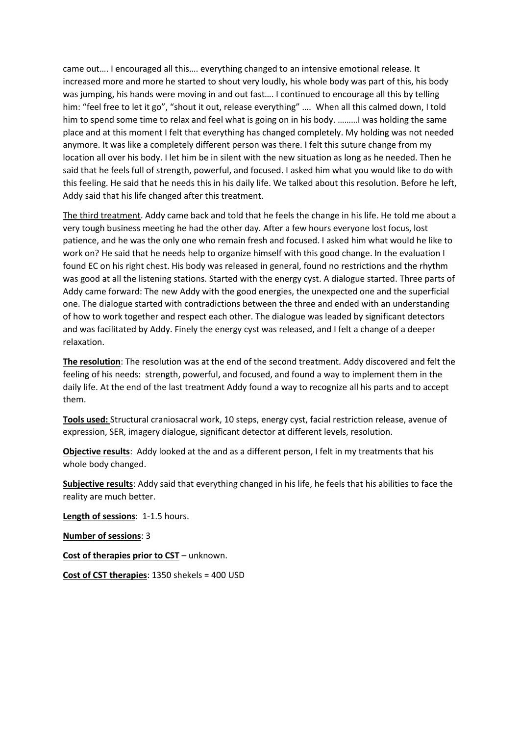came out…. I encouraged all this…. everything changed to an intensive emotional release. It increased more and more he started to shout very loudly, his whole body was part of this, his body was jumping, his hands were moving in and out fast…. I continued to encourage all this by telling him: "feel free to let it go", "shout it out, release everything" …. When all this calmed down, I told him to spend some time to relax and feel what is going on in his body. ………I was holding the same place and at this moment I felt that everything has changed completely. My holding was not needed anymore. It was like a completely different person was there. I felt this suture change from my location all over his body. I let him be in silent with the new situation as long as he needed. Then he said that he feels full of strength, powerful, and focused. I asked him what you would like to do with this feeling. He said that he needs this in his daily life. We talked about this resolution. Before he left, Addy said that his life changed after this treatment.

The third treatment. Addy came back and told that he feels the change in his life. He told me about a very tough business meeting he had the other day. After a few hours everyone lost focus, lost patience, and he was the only one who remain fresh and focused. I asked him what would he like to work on? He said that he needs help to organize himself with this good change. In the evaluation I found EC on his right chest. His body was released in general, found no restrictions and the rhythm was good at all the listening stations. Started with the energy cyst. A dialogue started. Three parts of Addy came forward: The new Addy with the good energies, the unexpected one and the superficial one. The dialogue started with contradictions between the three and ended with an understanding of how to work together and respect each other. The dialogue was leaded by significant detectors and was facilitated by Addy. Finely the energy cyst was released, and I felt a change of a deeper relaxation.

**The resolution**: The resolution was at the end of the second treatment. Addy discovered and felt the feeling of his needs: strength, powerful, and focused, and found a way to implement them in the daily life. At the end of the last treatment Addy found a way to recognize all his parts and to accept them.

**Tools used:** Structural craniosacral work, 10 steps, energy cyst, facial restriction release, avenue of expression, SER, imagery dialogue, significant detector at different levels, resolution.

**Objective results**: Addy looked at the and as a different person, I felt in my treatments that his whole body changed.

**Subjective results**: Addy said that everything changed in his life, he feels that his abilities to face the reality are much better.

**Length of sessions**: 1-1.5 hours.

**Number of sessions**: 3

**Cost of therapies prior to CST** – unknown.

**Cost of CST therapies**: 1350 shekels = 400 USD